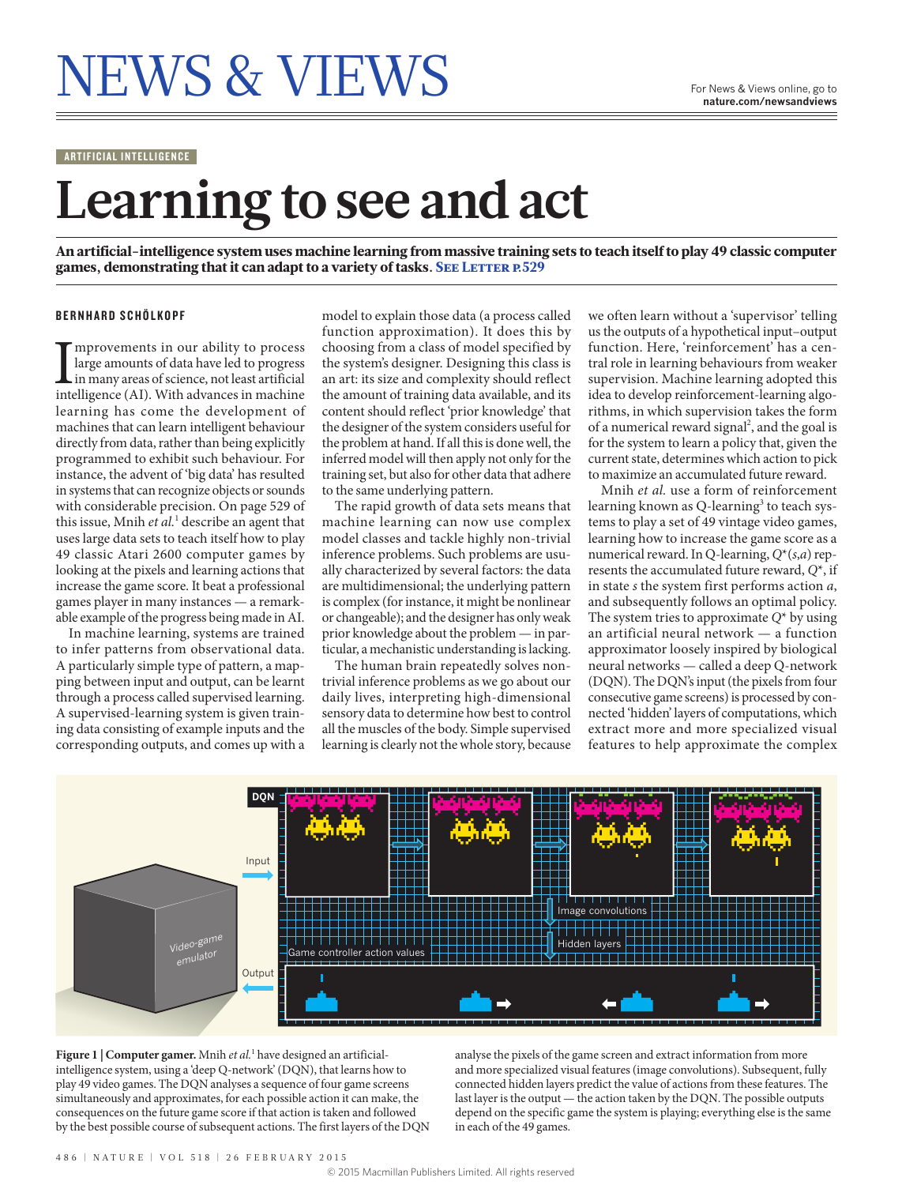# NEWS & VIEWS

ARTIFICIAL INTELLIGENCE

# Learning to see and act

**An artificial-intelligence system uses machine learning from massive training sets to teach itself to play 49 classic computer games, demonstrating that it can adapt to a variety of tasks.** See Letter p.529

**BERNHARD SCHÖLKOPF**

Improvements in our ability to process large amounts of data have led to progress in many areas of science, not least artificial intelligence (AI). With advances in machine learning has come the development of machines that can learn intelligent behaviour directly from data, rather than being explicitly programmed to exhibit such behaviour. For instance, the advent of 'big data' has resulted in systems that can recognize objects or sounds with considerable precision. On page 529 of this issue, Mnih *et al.*[1] describe an agent that uses large data sets to teach itself how to play 49 classic Atari 2600 computer games by looking at the pixels and learning actions that increase the game score. It beat a professional games player in many instances — a remarkable example of the progress being made in AI.

In machine learning, systems are trained to infer patterns from observational data. A particularly simple type of pattern, a mapping between input and output, can be learnt through a process called supervised learning. A supervised-learning system is given training data consisting of example inputs and the corresponding outputs, and comes up with a model to explain those data (a process called function approximation). It does this by choosing from a class of model specified by the system's designer. Designing this class is an art: its size and complexity should reflect the amount of training data available, and its content should reflect 'prior knowledge' that the designer of the system considers useful for the problem at hand. If all this is done well, the inferred model will then apply not only for the training set, but also for other data that adhere to the same underlying pattern.

The rapid growth of data sets means that machine learning can now use complex model classes and tackle highly non-trivial inference problems. Such problems are usually characterized by several factors: the data are multidimensional; the underlying pattern is complex (for instance, it might be nonlinear or changeable); and the designer has only weak prior knowledge about the problem — in particular, a mechanistic understanding is lacking.

The human brain repeatedly solves non-trivial inference problems as we go about our daily lives, interpreting high-dimensional sensory data to determine how best to control all the muscles of the body. Simple supervised learning is clearly not the whole story, because we often learn without a 'supervisor' telling us the outputs of a hypothetical input–output function. Here, 'reinforcement' has a central role in learning behaviours from weaker supervision. Machine learning adopted this idea to develop reinforcement-learning algorithms, in which supervision takes the form of a numerical reward signal[2], and the goal is for the system to learn a policy that, given the current state, determines which action to pick to maximize an accumulated future reward.

Mnih *et al.* use a form of reinforcement learning known as Q-learning[3] to teach systems to play a set of 49 vintage video games, learning how to increase the game score as a numerical reward. In Q-learning, $Q^*(s,a)$ represents the accumulated future reward, $Q^*$, if in state $s$ the system first performs action $a$, and subsequently follows an optimal policy. The system tries to approximate $Q^*$ by using an artificial neural network — a function approximator loosely inspired by biological neural networks — called a deep Q-network (DQN). The DQN's input (the pixels from four consecutive game screens) is processed by connected 'hidden' layers of computations, which extract more and more specialized visual features to help approximate the complex

**Figure 1 | Computer gamer.** Mnih *et al.*[1] have designed an artificial-intelligence system, using a 'deep Q-network' (DQN), that learns how to play 49 video games. The DQN analyses a sequence of four game screens simultaneously and approximates, for each possible action it can make, the consequences on the future game score if that action is taken and followed by the best possible course of subsequent actions. The first layers of the DQN analyse the pixels of the game screen and extract information from more and more specialized visual features (image convolutions). Subsequent, fully connected hidden layers predict the value of actions from these features. The last layer is the output — the action taken by the DQN. The possible outputs depend on the specific game the system is playing; everything else is the same in each of the 49 games.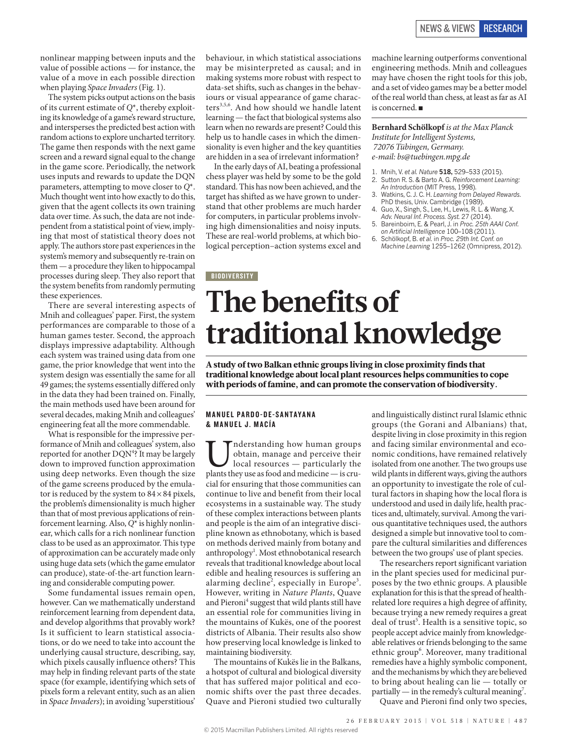nonlinear mapping between inputs and the value of possible actions — for instance, the value of a move in each possible direction when playing *Space Invaders* (Fig. 1).

The system picks output actions on the basis of its current estimate of $Q^*$, thereby exploiting its knowledge of a game's reward structure, and intersperses the predicted best action with random actions to explore uncharted territory. The game then responds with the next game screen and a reward signal equal to the change in the game score. Periodically, the network uses inputs and rewards to update the DQN parameters, attempting to move closer to $Q^*$. Much thought went into how exactly to do this, given that the agent collects its own training data over time. As such, the data are not independent from a statistical point of view, implying that most of statistical theory does not apply. The authors store past experiences in the system's memory and subsequently re-train on them — a procedure they liken to hippocampal processes during sleep. They also report that the system benefits from randomly permuting these experiences.

There are several interesting aspects of Mnih and colleagues' paper. First, the system performances are comparable to those of a human games tester. Second, the approach displays impressive adaptability. Although each system was trained using data from one game, the prior knowledge that went into the system design was essentially the same for all 49 games; the systems essentially differed only in the data they had been trained on. Finally, the main methods used have been around for several decades, making Mnih and colleagues' engineering feat all the more commendable.

What is responsible for the impressive performance of Mnih and colleagues' system, also reported for another DQN[4]? It may be largely down to improved function approximation using deep networks. Even though the size of the game screens produced by the emulator is reduced by the system to $84 \times 84$ pixels, the problem's dimensionality is much higher than that of most previous applications of reinforcement learning. Also, $Q^*$ is highly nonlinear, which calls for a rich nonlinear function class to be used as an approximator. This type of approximation can be accurately made only using huge data sets (which the game emulator can produce), state-of-the-art function learning and considerable computing power.

Some fundamental issues remain open, however. Can we mathematically understand reinforcement learning from dependent data, and develop algorithms that provably work? Is it sufficient to learn statistical associations, or do we need to take into account the underlying causal structure, describing, say, which pixels causally influence others? This may help in finding relevant parts of the state space (for example, identifying which sets of pixels form a relevant entity, such as an alien in *Space Invaders*); in avoiding 'superstitious' behaviour, in which statistical associations may be misinterpreted as causal; and in making systems more robust with respect to data-set shifts, such as changes in the behaviours or visual appearance of game characters[3,5,6]. And how should we handle latent learning — the fact that biological systems also learn when no rewards are present? Could this help us to handle cases in which the dimensionality is even higher and the key quantities are hidden in a sea of irrelevant information?

In the early days of AI, beating a professional chess player was held by some to be the gold standard. This has now been achieved, and the target has shifted as we have grown to understand that other problems are much harder for computers, in particular problems involving high dimensionalities and noisy inputs. These are real-world problems, at which biological perception–action systems excel and machine learning outperforms conventional engineering methods. Mnih and colleagues may have chosen the right tools for this job, and a set of video games may be a better model of the real world than chess, at least as far as AI is concerned. ■

**Bernhard Schölkopf** *is at the Max Planck Institute for Intelligent Systems, 72076 Tübingen, Germany.*
*e-mail: bs@tuebingen.mpg.de*

1. Mnih, V. *et al. Nature* **518,** 529–533 (2015).
2. Sutton R. S. & Barto A. G. *Reinforcement Learning: An Introduction* (MIT Press, 1998).
3. Watkins, C. J. C. H. *Learning from Delayed Rewards*. PhD thesis, Univ. Cambridge (1989).
4. Guo, X., Singh, S., Lee, H., Lewis, R. L. & Wang, X. *Adv. Neural Inf. Process. Syst.* 27 (2014).
5. Bareinboim, E. & Pearl, J. in *Proc. 25th AAAI Conf. on Artificial Intelligence* 100–108 (2011).
6. Schölkopf, B. *et al.* in *Proc. 29th Int. Conf. on Machine Learning* 1255–1262 (Omnipress, 2012).

BIODIVERSITY

# The benefits of traditional knowledge

**A study of two Balkan ethnic groups living in close proximity finds that traditional knowledge about local plant resources helps communities to cope with periods of famine, and can promote the conservation of biodiversity.**

**MANUEL PARDO-DE-SANTAYANA & MANUEL J. MACÍA**

Understanding how human groups obtain, manage and perceive their local resources — particularly the plants they use as food and medicine — is crucial for ensuring that those communities can continue to live and benefit from their local ecosystems in a sustainable way. The study of these complex interactions between plants and people is the aim of an integrative discipline known as ethnobotany, which is based on methods derived mainly from botany and anthropology[1]. Most ethnobotanical research reveals that traditional knowledge about local edible and healing resources is suffering an alarming decline[2], especially in Europe[3]. However, writing in *Nature Plants*, Quave and Pieroni[4] suggest that wild plants still have an essential role for communities living in the mountains of Kukës, one of the poorest districts of Albania. Their results also show how preserving local knowledge is linked to maintaining biodiversity.

The mountains of Kukës lie in the Balkans, a hotspot of cultural and biological diversity that has suffered major political and economic shifts over the past three decades. Quave and Pieroni studied two culturally and linguistically distinct rural Islamic ethnic groups (the Gorani and Albanians) that, despite living in close proximity in this region and facing similar environmental and economic conditions, have remained relatively isolated from one another. The two groups use wild plants in different ways, giving the authors an opportunity to investigate the role of cultural factors in shaping how the local flora is understood and used in daily life, health practices and, ultimately, survival. Among the various quantitative techniques used, the authors designed a simple but innovative tool to compare the cultural similarities and differences between the two groups' use of plant species.

The researchers report significant variation in the plant species used for medicinal purposes by the two ethnic groups. A plausible explanation for this is that the spread of health-related lore requires a high degree of affinity, because trying a new remedy requires a great deal of trust[5]. Health is a sensitive topic, so people accept advice mainly from knowledgeable relatives or friends belonging to the same ethnic group[6]. Moreover, many traditional remedies have a highly symbolic component, and the mechanisms by which they are believed to bring about healing can lie — totally or partially — in the remedy's cultural meaning[7].

Quave and Pieroni find only two species,